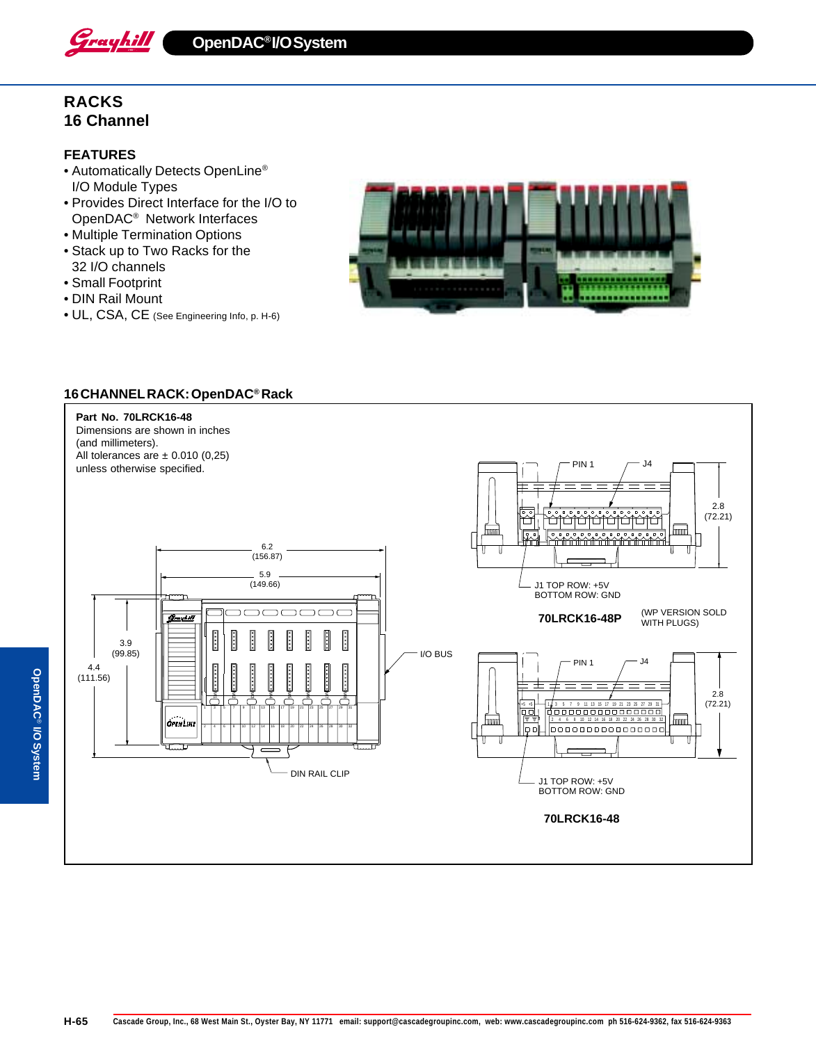# RACKS
## 16 Channel

### FEATURES

- Automatically Detects OpenLine® I/O Module Types
- Provides Direct Interface for the I/O to OpenDAC® Network Interfaces
- Multiple Termination Options
- Stack up to Two Racks for the 32 I/O channels
- Small Footprint
- DIN Rail Mount
- UL, CSA, CE (See Engineering Info, p. H-6)

### 16 CHANNEL RACK: OpenDAC® Rack

**Part No. 70LRCK16-48**
Dimensions are shown in inches (and millimeters).
All tolerances are ± 0.010 (0,25) unless otherwise specified.

6.2 (156.87)
5.9 (149.66)
3.9 (99.85)
4.4 (111.56)
I/O BUS
DIN RAIL CLIP

PIN 1
J4
2.8 (72.21)
J1 TOP ROW: +5V
BOTTOM ROW: GND

**70LRCK16-48P** (WP VERSION SOLD WITH PLUGS)

PIN 1
J4
2.8 (72.21)
J1 TOP ROW: +5V
BOTTOM ROW: GND

**70LRCK16-48**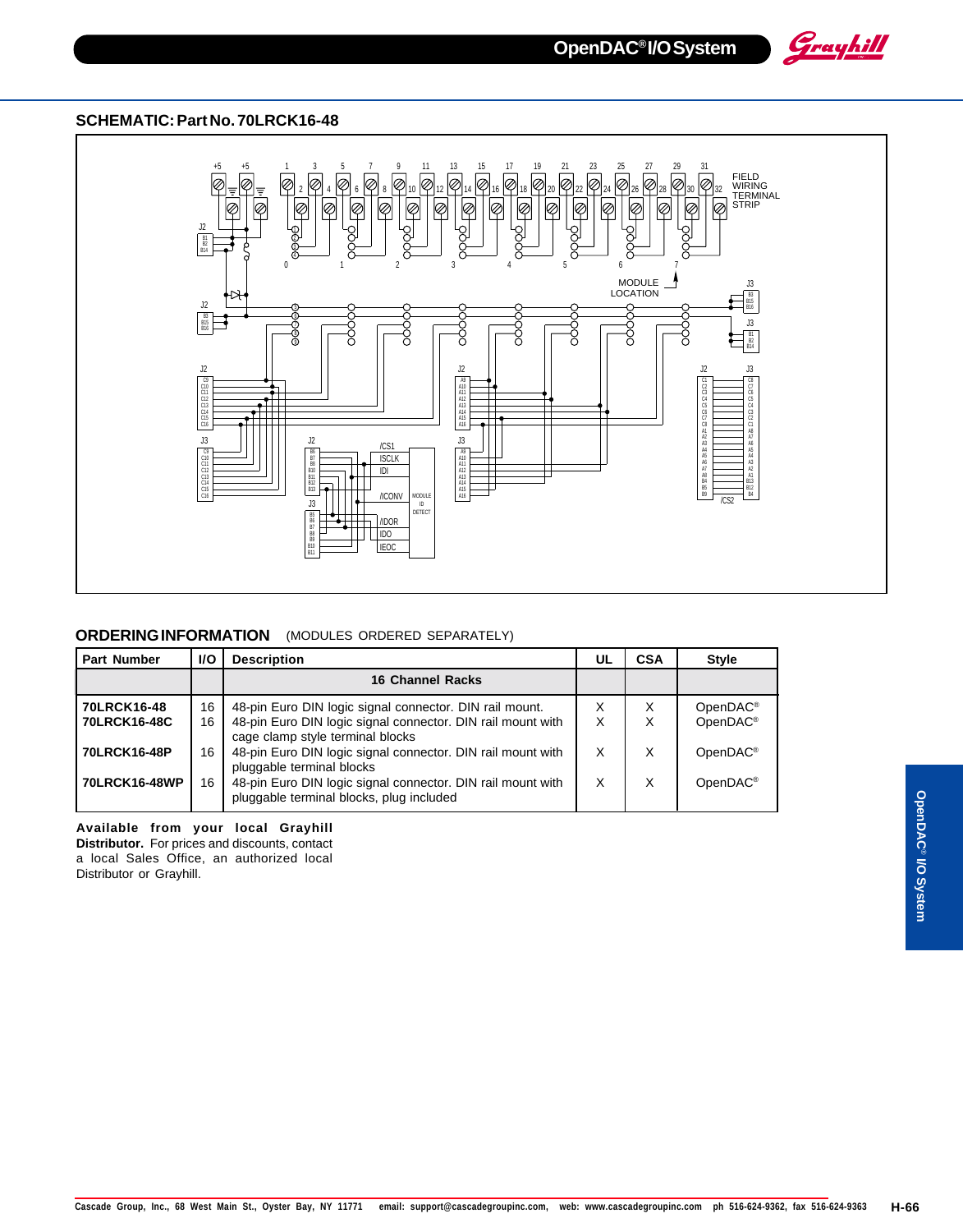## SCHEMATIC: Part No. 70LRCK16-48

FIELD WIRING TERMINAL STRIP

MODULE LOCATION

MODULE ID DETECT

## ORDERING INFORMATION (MODULES ORDERED SEPARATELY)

| Part Number | I/O | Description | UL | CSA | Style |
|---|---|---|---|---|---|
| | | **16 Channel Racks** | | | |
| **70LRCK16-48** | 16 | 48-pin Euro DIN logic signal connector. DIN rail mount. | X | X | OpenDAC® |
| **70LRCK16-48C** | 16 | 48-pin Euro DIN logic signal connector. DIN rail mount with cage clamp style terminal blocks | X | X | OpenDAC® |
| **70LRCK16-48P** | 16 | 48-pin Euro DIN logic signal connector. DIN rail mount with pluggable terminal blocks | X | X | OpenDAC® |
| **70LRCK16-48WP** | 16 | 48-pin Euro DIN logic signal connector. DIN rail mount with pluggable terminal blocks, plug included | X | X | OpenDAC® |

**Available from your local Grayhill Distributor.** For prices and discounts, contact a local Sales Office, an authorized local Distributor or Grayhill.